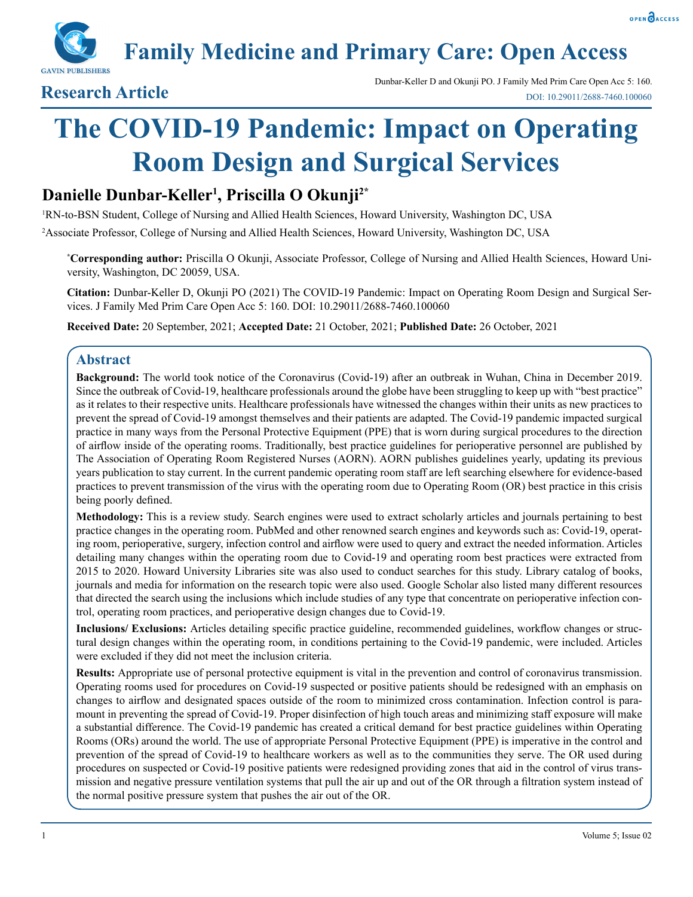# The COVID-19 Pandemic: Impact on Operating Room Design and Surgical Services

**Research Article**

## Danielle Dunbar-Keller[1], Priscilla O Okunji[2*]

[1]RN-to-BSN Student, College of Nursing and Allied Health Sciences, Howard University, Washington DC, USA

[2]Associate Professor, College of Nursing and Allied Health Sciences, Howard University, Washington DC, USA

**[*]Corresponding author:** Priscilla O Okunji, Associate Professor, College of Nursing and Allied Health Sciences, Howard University, Washington, DC 20059, USA.

**Citation:** Dunbar-Keller D, Okunji PO (2021) The COVID-19 Pandemic: Impact on Operating Room Design and Surgical Services. J Family Med Prim Care Open Acc 5: 160. DOI: 10.29011/2688-7460.100060

**Received Date:** 20 September, 2021; **Accepted Date:** 21 October, 2021; **Published Date:** 26 October, 2021

## Abstract

**Background:** The world took notice of the Coronavirus (Covid-19) after an outbreak in Wuhan, China in December 2019. Since the outbreak of Covid-19, healthcare professionals around the globe have been struggling to keep up with "best practice" as it relates to their respective units. Healthcare professionals have witnessed the changes within their units as new practices to prevent the spread of Covid-19 amongst themselves and their patients are adapted. The Covid-19 pandemic impacted surgical practice in many ways from the Personal Protective Equipment (PPE) that is worn during surgical procedures to the direction of airflow inside of the operating rooms. Traditionally, best practice guidelines for perioperative personnel are published by The Association of Operating Room Registered Nurses (AORN). AORN publishes guidelines yearly, updating its previous years publication to stay current. In the current pandemic operating room staff are left searching elsewhere for evidence-based practices to prevent transmission of the virus with the operating room due to Operating Room (OR) best practice in this crisis being poorly defined.

**Methodology:** This is a review study. Search engines were used to extract scholarly articles and journals pertaining to best practice changes in the operating room. PubMed and other renowned search engines and keywords such as: Covid-19, operating room, perioperative, surgery, infection control and airflow were used to query and extract the needed information. Articles detailing many changes within the operating room due to Covid-19 and operating room best practices were extracted from 2015 to 2020. Howard University Libraries site was also used to conduct searches for this study. Library catalog of books, journals and media for information on the research topic were also used. Google Scholar also listed many different resources that directed the search using the inclusions which include studies of any type that concentrate on perioperative infection control, operating room practices, and perioperative design changes due to Covid-19.

**Inclusions/ Exclusions:** Articles detailing specific practice guideline, recommended guidelines, workflow changes or structural design changes within the operating room, in conditions pertaining to the Covid-19 pandemic, were included. Articles were excluded if they did not meet the inclusion criteria.

**Results:** Appropriate use of personal protective equipment is vital in the prevention and control of coronavirus transmission. Operating rooms used for procedures on Covid-19 suspected or positive patients should be redesigned with an emphasis on changes to airflow and designated spaces outside of the room to minimized cross contamination. Infection control is paramount in preventing the spread of Covid-19. Proper disinfection of high touch areas and minimizing staff exposure will make a substantial difference. The Covid-19 pandemic has created a critical demand for best practice guidelines within Operating Rooms (ORs) around the world. The use of appropriate Personal Protective Equipment (PPE) is imperative in the control and prevention of the spread of Covid-19 to healthcare workers as well as to the communities they serve. The OR used during procedures on suspected or Covid-19 positive patients were redesigned providing zones that aid in the control of virus transmission and negative pressure ventilation systems that pull the air up and out of the OR through a filtration system instead of the normal positive pressure system that pushes the air out of the OR.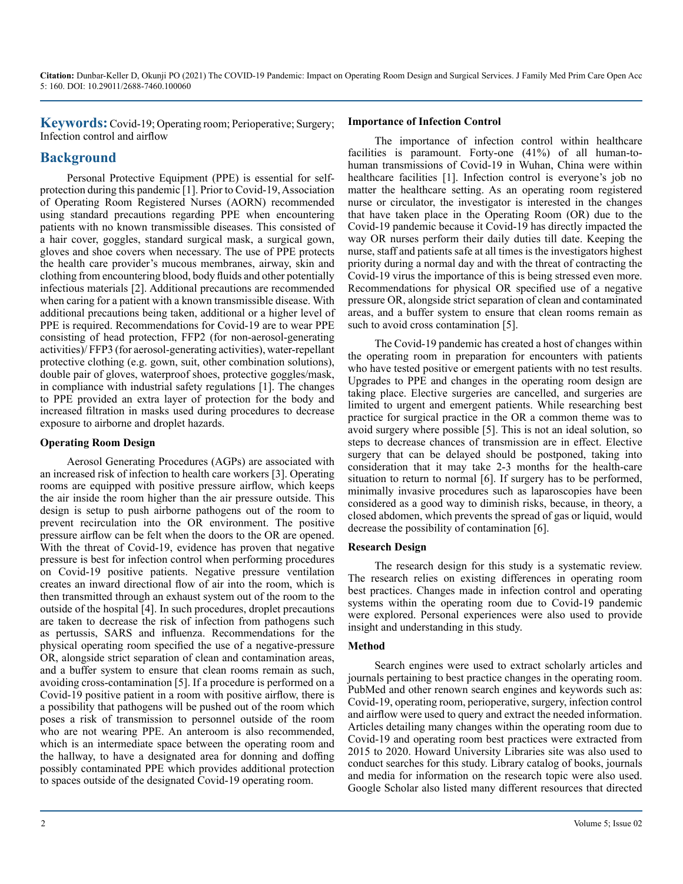**Keywords:** Covid-19; Operating room; Perioperative; Surgery; Infection control and airflow

## Background

Personal Protective Equipment (PPE) is essential for self-protection during this pandemic [1]. Prior to Covid-19, Association of Operating Room Registered Nurses (AORN) recommended using standard precautions regarding PPE when encountering patients with no known transmissible diseases. This consisted of a hair cover, goggles, standard surgical mask, a surgical gown, gloves and shoe covers when necessary. The use of PPE protects the health care provider's mucous membranes, airway, skin and clothing from encountering blood, body fluids and other potentially infectious materials [2]. Additional precautions are recommended when caring for a patient with a known transmissible disease. With additional precautions being taken, additional or a higher level of PPE is required. Recommendations for Covid-19 are to wear PPE consisting of head protection, FFP2 (for non-aerosol-generating activities)/ FFP3 (for aerosol-generating activities), water-repellant protective clothing (e.g. gown, suit, other combination solutions), double pair of gloves, waterproof shoes, protective goggles/mask, in compliance with industrial safety regulations [1]. The changes to PPE provided an extra layer of protection for the body and increased filtration in masks used during procedures to decrease exposure to airborne and droplet hazards.

### Operating Room Design

Aerosol Generating Procedures (AGPs) are associated with an increased risk of infection to health care workers [3]. Operating rooms are equipped with positive pressure airflow, which keeps the air inside the room higher than the air pressure outside. This design is setup to push airborne pathogens out of the room to prevent recirculation into the OR environment. The positive pressure airflow can be felt when the doors to the OR are opened. With the threat of Covid-19, evidence has proven that negative pressure is best for infection control when performing procedures on Covid-19 positive patients. Negative pressure ventilation creates an inward directional flow of air into the room, which is then transmitted through an exhaust system out of the room to the outside of the hospital [4]. In such procedures, droplet precautions are taken to decrease the risk of infection from pathogens such as pertussis, SARS and influenza. Recommendations for the physical operating room specified the use of a negative-pressure OR, alongside strict separation of clean and contamination areas, and a buffer system to ensure that clean rooms remain as such, avoiding cross-contamination [5]. If a procedure is performed on a Covid-19 positive patient in a room with positive airflow, there is a possibility that pathogens will be pushed out of the room which poses a risk of transmission to personnel outside of the room who are not wearing PPE. An anteroom is also recommended, which is an intermediate space between the operating room and the hallway, to have a designated area for donning and doffing possibly contaminated PPE which provides additional protection to spaces outside of the designated Covid-19 operating room.

### Importance of Infection Control

The importance of infection control within healthcare facilities is paramount. Forty-one (41%) of all human-to-human transmissions of Covid-19 in Wuhan, China were within healthcare facilities [1]. Infection control is everyone's job no matter the healthcare setting. As an operating room registered nurse or circulator, the investigator is interested in the changes that have taken place in the Operating Room (OR) due to the Covid-19 pandemic because it Covid-19 has directly impacted the way OR nurses perform their daily duties till date. Keeping the nurse, staff and patients safe at all times is the investigators highest priority during a normal day and with the threat of contracting the Covid-19 virus the importance of this is being stressed even more. Recommendations for physical OR specified use of a negative pressure OR, alongside strict separation of clean and contaminated areas, and a buffer system to ensure that clean rooms remain as such to avoid cross contamination [5].

The Covid-19 pandemic has created a host of changes within the operating room in preparation for encounters with patients who have tested positive or emergent patients with no test results. Upgrades to PPE and changes in the operating room design are taking place. Elective surgeries are cancelled, and surgeries are limited to urgent and emergent patients. While researching best practice for surgical practice in the OR a common theme was to avoid surgery where possible [5]. This is not an ideal solution, so steps to decrease chances of transmission are in effect. Elective surgery that can be delayed should be postponed, taking into consideration that it may take 2-3 months for the health-care situation to return to normal [6]. If surgery has to be performed, minimally invasive procedures such as laparoscopies have been considered as a good way to diminish risks, because, in theory, a closed abdomen, which prevents the spread of gas or liquid, would decrease the possibility of contamination [6].

### Research Design

The research design for this study is a systematic review. The research relies on existing differences in operating room best practices. Changes made in infection control and operating systems within the operating room due to Covid-19 pandemic were explored. Personal experiences were also used to provide insight and understanding in this study.

### Method

Search engines were used to extract scholarly articles and journals pertaining to best practice changes in the operating room. PubMed and other renown search engines and keywords such as: Covid-19, operating room, perioperative, surgery, infection control and airflow were used to query and extract the needed information. Articles detailing many changes within the operating room due to Covid-19 and operating room best practices were extracted from 2015 to 2020. Howard University Libraries site was also used to conduct searches for this study. Library catalog of books, journals and media for information on the research topic were also used. Google Scholar also listed many different resources that directed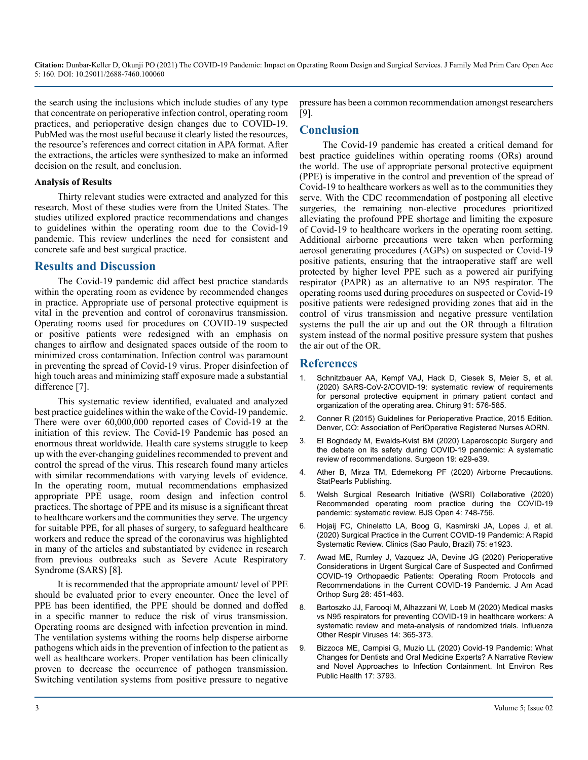the search using the inclusions which include studies of any type that concentrate on perioperative infection control, operating room practices, and perioperative design changes due to COVID-19. PubMed was the most useful because it clearly listed the resources, the resource's references and correct citation in APA format. After the extractions, the articles were synthesized to make an informed decision on the result, and conclusion.

**Analysis of Results**

Thirty relevant studies were extracted and analyzed for this research. Most of these studies were from the United States. The studies utilized explored practice recommendations and changes to guidelines within the operating room due to the Covid-19 pandemic. This review underlines the need for consistent and concrete safe and best surgical practice.

## Results and Discussion

The Covid-19 pandemic did affect best practice standards within the operating room as evidence by recommended changes in practice. Appropriate use of personal protective equipment is vital in the prevention and control of coronavirus transmission. Operating rooms used for procedures on COVID-19 suspected or positive patients were redesigned with an emphasis on changes to airflow and designated spaces outside of the room to minimized cross contamination. Infection control was paramount in preventing the spread of Covid-19 virus. Proper disinfection of high touch areas and minimizing staff exposure made a substantial difference [7].

This systematic review identified, evaluated and analyzed best practice guidelines within the wake of the Covid-19 pandemic. There were over 60,000,000 reported cases of Covid-19 at the initiation of this review. The Covid-19 Pandemic has posed an enormous threat worldwide. Health care systems struggle to keep up with the ever-changing guidelines recommended to prevent and control the spread of the virus. This research found many articles with similar recommendations with varying levels of evidence. In the operating room, mutual recommendations emphasized appropriate PPE usage, room design and infection control practices. The shortage of PPE and its misuse is a significant threat to healthcare workers and the communities they serve. The urgency for suitable PPE, for all phases of surgery, to safeguard healthcare workers and reduce the spread of the coronavirus was highlighted in many of the articles and substantiated by evidence in research from previous outbreaks such as Severe Acute Respiratory Syndrome (SARS) [8].

It is recommended that the appropriate amount/ level of PPE should be evaluated prior to every encounter. Once the level of PPE has been identified, the PPE should be donned and doffed in a specific manner to reduce the risk of virus transmission. Operating rooms are designed with infection prevention in mind. The ventilation systems withing the rooms help disperse airborne pathogens which aids in the prevention of infection to the patient as well as healthcare workers. Proper ventilation has been clinically proven to decrease the occurrence of pathogen transmission. Switching ventilation systems from positive pressure to negative pressure has been a common recommendation amongst researchers [9].

## Conclusion

The Covid-19 pandemic has created a critical demand for best practice guidelines within operating rooms (ORs) around the world. The use of appropriate personal protective equipment (PPE) is imperative in the control and prevention of the spread of Covid-19 to healthcare workers as well as to the communities they serve. With the CDC recommendation of postponing all elective surgeries, the remaining non-elective procedures prioritized alleviating the profound PPE shortage and limiting the exposure of Covid-19 to healthcare workers in the operating room setting. Additional airborne precautions were taken when performing aerosol generating procedures (AGPs) on suspected or Covid-19 positive patients, ensuring that the intraoperative staff are well protected by higher level PPE such as a powered air purifying respirator (PAPR) as an alternative to an N95 respirator. The operating rooms used during procedures on suspected or Covid-19 positive patients were redesigned providing zones that aid in the control of virus transmission and negative pressure ventilation systems the pull the air up and out the OR through a filtration system instead of the normal positive pressure system that pushes the air out of the OR.

## References

1. Schnitzbauer AA, Kempf VAJ, Hack D, Ciesek S, Meier S, et al. (2020) SARS-CoV-2/COVID-19: systematic review of requirements for personal protective equipment in primary patient contact and organization of the operating area. Chirurg 91: 576-585.
2. Conner R (2015) Guidelines for Perioperative Practice, 2015 Edition. Denver, CO: Association of PeriOperative Registered Nurses AORN.
3. El Boghdady M, Ewalds-Kvist BM (2020) Laparoscopic Surgery and the debate on its safety during COVID-19 pandemic: A systematic review of recommendations. Surgeon 19: e29-e39.
4. Ather B, Mirza TM, Edemekong PF (2020) Airborne Precautions. StatPearls Publishing.
5. Welsh Surgical Research Initiative (WSRI) Collaborative (2020) Recommended operating room practice during the COVID-19 pandemic: systematic review. BJS Open 4: 748-756.
6. Hojaij FC, Chinelatto LA, Boog G, Kasmirski JA, Lopes J, et al. (2020) Surgical Practice in the Current COVID-19 Pandemic: A Rapid Systematic Review. Clinics (Sao Paulo, Brazil) 75: e1923.
7. Awad ME, Rumley J, Vazquez JA, Devine JG (2020) Perioperative Considerations in Urgent Surgical Care of Suspected and Confirmed COVID-19 Orthopaedic Patients: Operating Room Protocols and Recommendations in the Current COVID-19 Pandemic. J Am Acad Orthop Surg 28: 451-463.
8. Bartoszko JJ, Farooqi M, Alhazzani W, Loeb M (2020) Medical masks vs N95 respirators for preventing COVID-19 in healthcare workers: A systematic review and meta-analysis of randomized trials. Influenza Other Respir Viruses 14: 365-373.
9. Bizzoca ME, Campisi G, Muzio LL (2020) Covid-19 Pandemic: What Changes for Dentists and Oral Medicine Experts? A Narrative Review and Novel Approaches to Infection Containment. Int Environ Res Public Health 17: 3793.